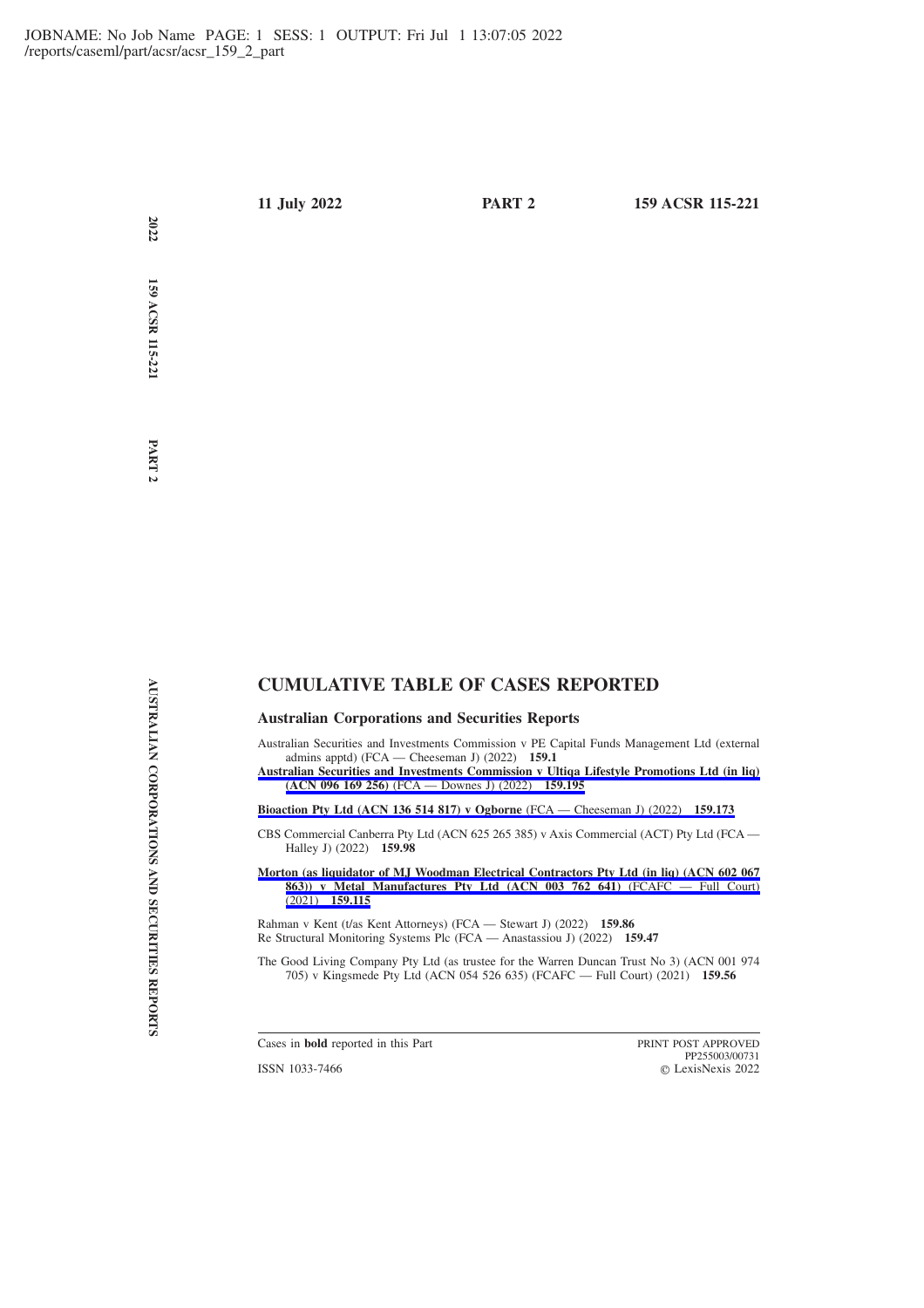11 July 2022 **PART 2** 159 ACSR 115-221

## CUMULATIVE TABLE OF CASES REPORTED

### Australian Corporations and Securities Reports

Australian Securities and Investments Commission v PE Capital Funds Management Ltd (external admins apptd) (FCA — Cheeseman J) (2022) **159.1**

**Australian Securities and Investments Commission v Ultiqa Lifestyle Promotions Ltd (in liq) (ACN 096 169 256)** (FCA — Downes J) (2022) **159.195**

**Bioaction Pty Ltd (ACN 136 514 817) v Ogborne** (FCA — Cheeseman J) (2022) **159.173**

CBS Commercial Canberra Pty Ltd (ACN 625 265 385) v Axis Commercial (ACT) Pty Ltd (FCA — Halley J) (2022) **159.98**

**Morton (as liquidator of MJ Woodman Electrical Contractors Pty Ltd (in liq) (ACN 602 067 863)) v Metal Manufactures Pty Ltd (ACN 003 762 641)** (FCAFC — Full Court) (2021) **159.115**

Rahman v Kent (t/as Kent Attorneys) (FCA — Stewart J) (2022) **159.86**

Re Structural Monitoring Systems Plc (FCA — Anastassiou J) (2022) **159.47**

The Good Living Company Pty Ltd (as trustee for the Warren Duncan Trust No 3) (ACN 001 974 705) v Kingsmede Pty Ltd (ACN 054 526 635) (FCAFC — Full Court) (2021) **159.56**

Cases in **bold** reported in this Part

ISSN 1033-7466

PRINT POST APPROVED PP255003/00731

© LexisNexis 2022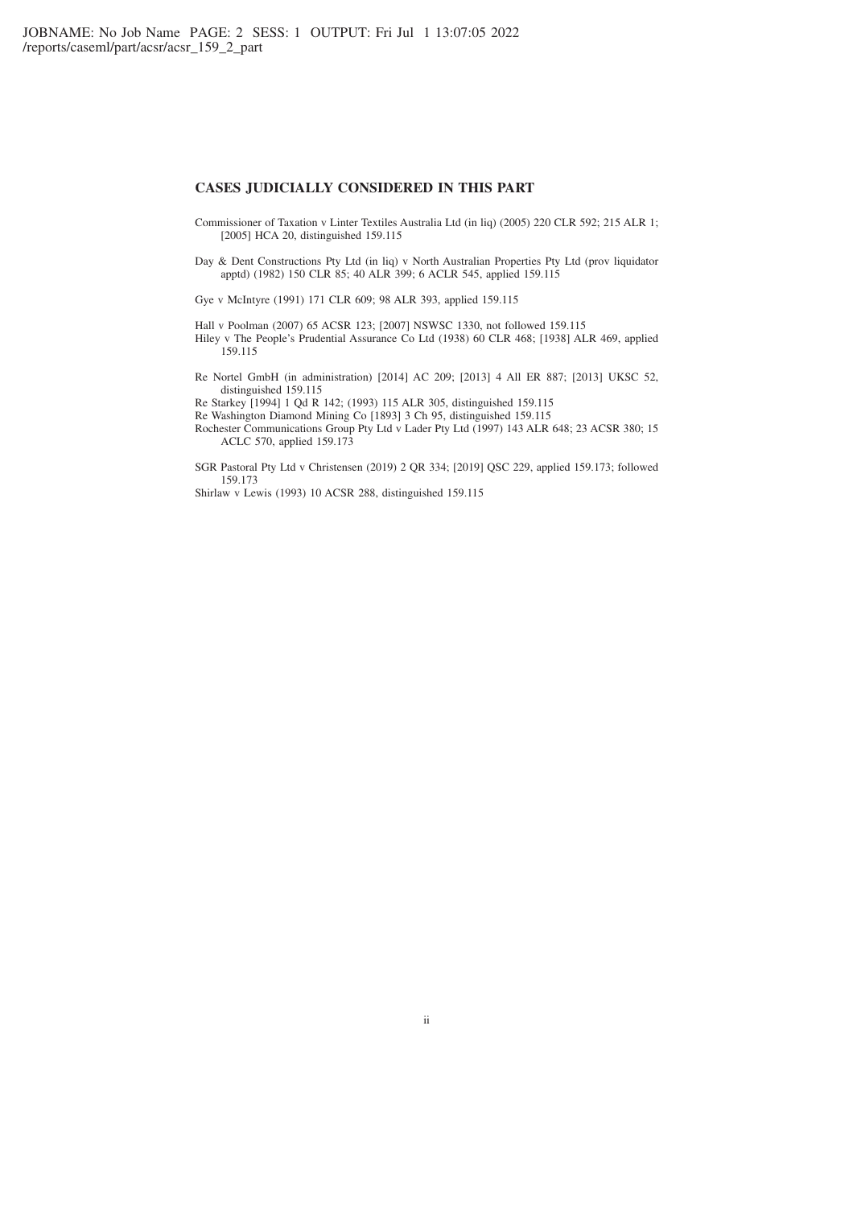## CASES JUDICIALLY CONSIDERED IN THIS PART

Commissioner of Taxation v Linter Textiles Australia Ltd (in liq) (2005) 220 CLR 592; 215 ALR 1; [2005] HCA 20, distinguished 159.115

Day & Dent Constructions Pty Ltd (in liq) v North Australian Properties Pty Ltd (prov liquidator apptd) (1982) 150 CLR 85; 40 ALR 399; 6 ACLR 545, applied 159.115

Gye v McIntyre (1991) 171 CLR 609; 98 ALR 393, applied 159.115

Hall v Poolman (2007) 65 ACSR 123; [2007] NSWSC 1330, not followed 159.115

Hiley v The People's Prudential Assurance Co Ltd (1938) 60 CLR 468; [1938] ALR 469, applied 159.115

Re Nortel GmbH (in administration) [2014] AC 209; [2013] 4 All ER 887; [2013] UKSC 52, distinguished 159.115

Re Starkey [1994] 1 Qd R 142; (1993) 115 ALR 305, distinguished 159.115

Re Washington Diamond Mining Co [1893] 3 Ch 95, distinguished 159.115

Rochester Communications Group Pty Ltd v Lader Pty Ltd (1997) 143 ALR 648; 23 ACSR 380; 15 ACLC 570, applied 159.173

SGR Pastoral Pty Ltd v Christensen (2019) 2 QR 334; [2019] QSC 229, applied 159.173; followed 159.173

Shirlaw v Lewis (1993) 10 ACSR 288, distinguished 159.115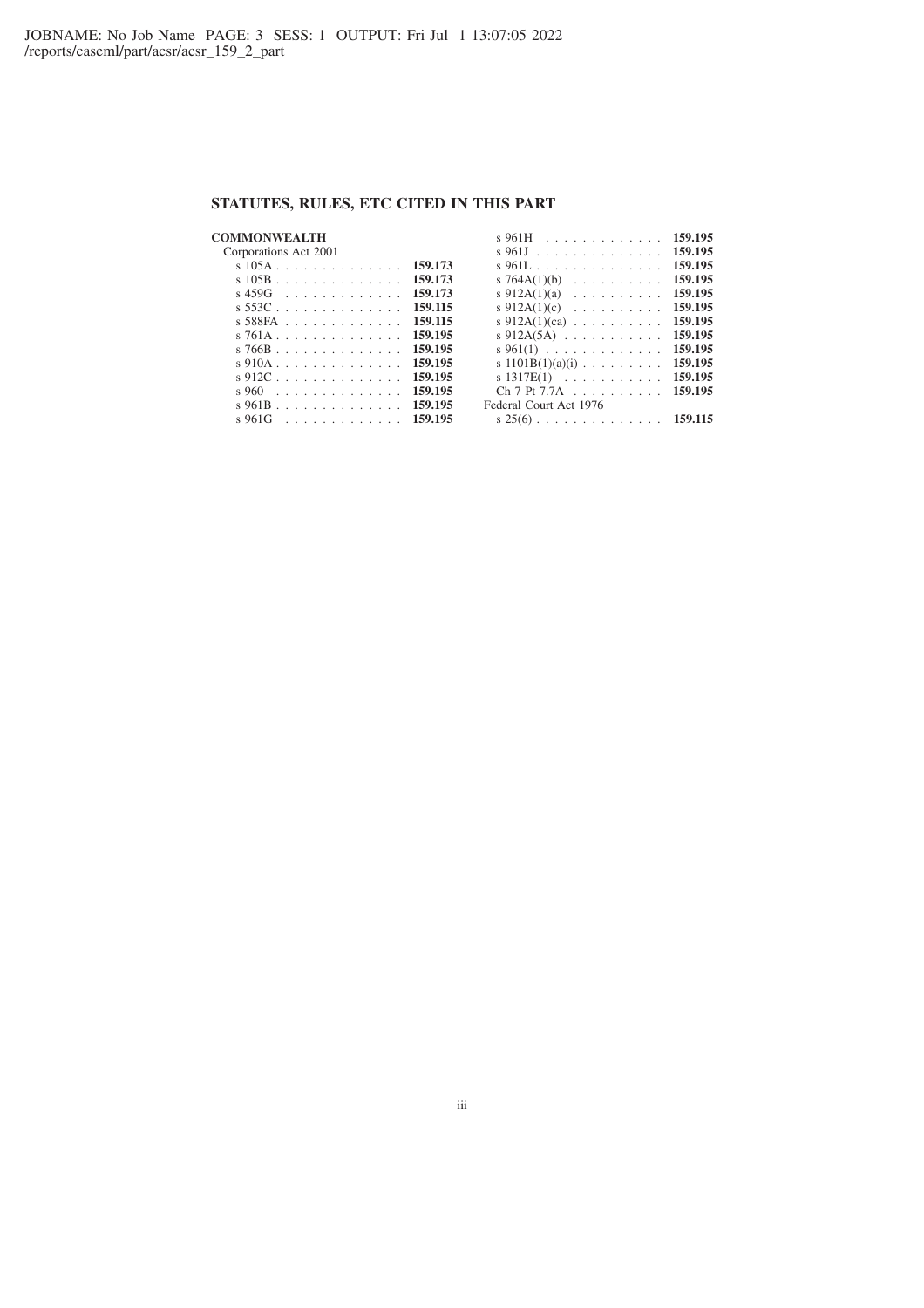## STATUTES, RULES, ETC CITED IN THIS PART

**COMMONWEALTH**

Corporations Act 2001

- s 105A . . . . . . . . . . . . . . **159.173**
- s 105B . . . . . . . . . . . . . . **159.173**
- s 459G . . . . . . . . . . . . . **159.173**
- s 553C . . . . . . . . . . . . . . **159.115**
- s 588FA . . . . . . . . . . . . . **159.115**
- s 761A . . . . . . . . . . . . . . **159.195**
- s 766B . . . . . . . . . . . . . . **159.195**
- s 910A . . . . . . . . . . . . . . **159.195**
- s 912C . . . . . . . . . . . . . . **159.195**
- s 960 . . . . . . . . . . . . . . **159.195**
- s 961B . . . . . . . . . . . . . . **159.195**
- s 961G . . . . . . . . . . . . . **159.195**
- s 961H . . . . . . . . . . . . . **159.195**
- s 961J . . . . . . . . . . . . . . **159.195**
- s 961L . . . . . . . . . . . . . . **159.195**
- s 764A(1)(b) . . . . . . . . . . **159.195**
- s 912A(1)(a) . . . . . . . . . . **159.195**
- s 912A(1)(c) . . . . . . . . . . **159.195**
- s 912A(1)(ca) . . . . . . . . . . **159.195**
- s 912A(5A) . . . . . . . . . . . **159.195**
- s 961(1) . . . . . . . . . . . . . **159.195**
- s 1101B(1)(a)(i) . . . . . . . . . **159.195**
- s 1317E(1) . . . . . . . . . . . **159.195**
- Ch 7 Pt 7.7A . . . . . . . . . . **159.195**

Federal Court Act 1976

- s 25(6) . . . . . . . . . . . . . . **159.115**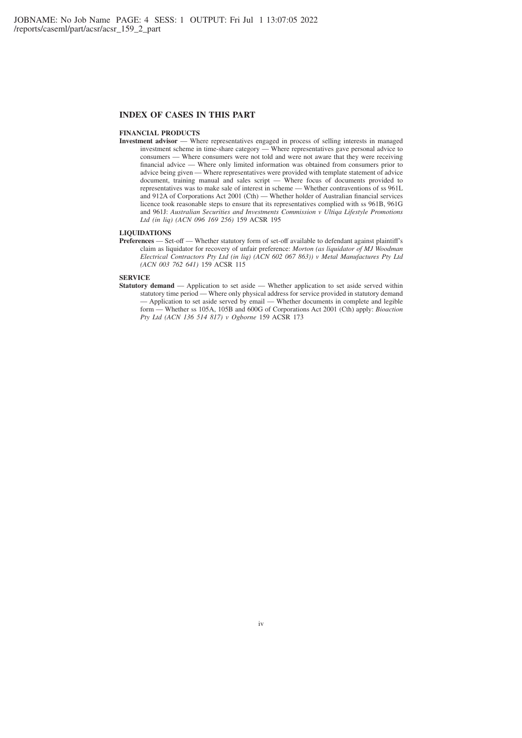## INDEX OF CASES IN THIS PART

### FINANCIAL PRODUCTS

**Investment advisor** — Where representatives engaged in process of selling interests in managed investment scheme in time-share category — Where representatives gave personal advice to consumers — Where consumers were not told and were not aware that they were receiving financial advice — Where only limited information was obtained from consumers prior to advice being given — Where representatives were provided with template statement of advice document, training manual and sales script — Where focus of documents provided to representatives was to make sale of interest in scheme — Whether contraventions of ss 961L and 912A of Corporations Act 2001 (Cth) — Whether holder of Australian financial services licence took reasonable steps to ensure that its representatives complied with ss 961B, 961G and 961J: *Australian Securities and Investments Commission v Ultiqa Lifestyle Promotions Ltd (in liq) (ACN 096 169 256)* 159 ACSR 195

### LIQUIDATIONS

**Preferences** — Set-off — Whether statutory form of set-off available to defendant against plaintiff's claim as liquidator for recovery of unfair preference: *Morton (as liquidator of MJ Woodman Electrical Contractors Pty Ltd (in liq) (ACN 602 067 863)) v Metal Manufactures Pty Ltd (ACN 003 762 641)* 159 ACSR 115

### SERVICE

**Statutory demand** — Application to set aside — Whether application to set aside served within statutory time period — Where only physical address for service provided in statutory demand — Application to set aside served by email — Whether documents in complete and legible form — Whether ss 105A, 105B and 600G of Corporations Act 2001 (Cth) apply: *Bioaction Pty Ltd (ACN 136 514 817) v Ogborne* 159 ACSR 173